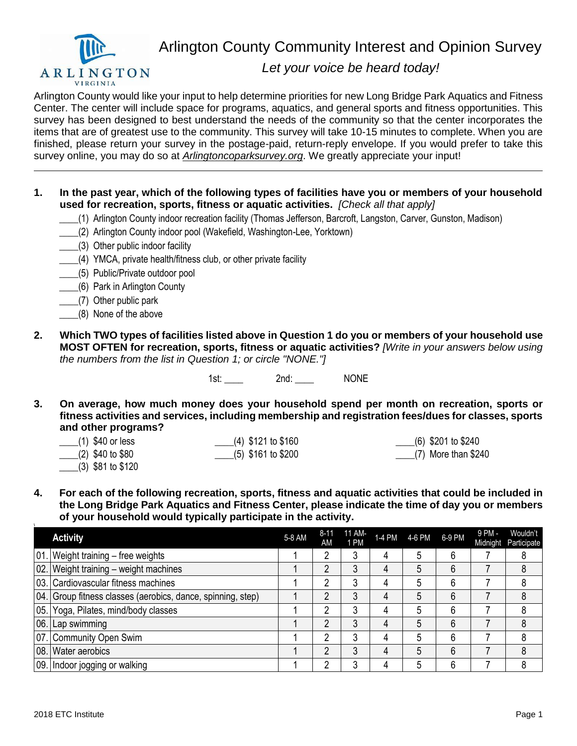# Arlington County Community Interest and Opinion Survey

*Let your voice be heard today!*

Arlington County would like your input to help determine priorities for new Long Bridge Park Aquatics and Fitness Center. The center will include space for programs, aquatics, and general sports and fitness opportunities. This survey has been designed to best understand the needs of the community so that the center incorporates the items that are of greatest use to the community. This survey will take 10-15 minutes to complete. When you are finished, please return your survey in the postage-paid, return-reply envelope. If you would prefer to take this survey online, you may do so at *Arlingtoncoparksurvey.org*. We greatly appreciate your input!

---

**1. In the past year, which of the following types of facilities have you or members of your household used for recreation, sports, fitness or aquatic activities.** *[Check all that apply]*

____(1) Arlington County indoor recreation facility (Thomas Jefferson, Barcroft, Langston, Carver, Gunston, Madison)
____(2) Arlington County indoor pool (Wakefield, Washington-Lee, Yorktown)
____(3) Other public indoor facility
____(4) YMCA, private health/fitness club, or other private facility
____(5) Public/Private outdoor pool
____(6) Park in Arlington County
____(7) Other public park
____(8) None of the above

**2. Which TWO types of facilities listed above in Question 1 do you or members of your household use MOST OFTEN for recreation, sports, fitness or aquatic activities?** *[Write in your answers below using the numbers from the list in Question 1; or circle "NONE."]*

1st: ____ 2nd: ____ NONE

**3. On average, how much money does your household spend per month on recreation, sports or fitness activities and services, including membership and registration fees/dues for classes, sports and other programs?**

____(1) $40 or less
____(2) $40 to $80
____(3) $81 to $120
____(4) $121 to $160
____(5) $161 to $200
____(6) $201 to $240
____(7) More than $240

**4. For each of the following recreation, sports, fitness and aquatic activities that could be included in the Long Bridge Park Aquatics and Fitness Center, please indicate the time of day you or members of your household would typically participate in the activity.**

| | Activity | 5-8 AM | 8-11 AM | 11 AM-1 PM | 1-4 PM | 4-6 PM | 6-9 PM | 9 PM - Midnight | Wouldn't Participate |
|---|---|---|---|---|---|---|---|---|---|
| 01. | Weight training – free weights | 1 | 2 | 3 | 4 | 5 | 6 | 7 | 8 |
| 02. | Weight training – weight machines | 1 | 2 | 3 | 4 | 5 | 6 | 7 | 8 |
| 03. | Cardiovascular fitness machines | 1 | 2 | 3 | 4 | 5 | 6 | 7 | 8 |
| 04. | Group fitness classes (aerobics, dance, spinning, step) | 1 | 2 | 3 | 4 | 5 | 6 | 7 | 8 |
| 05. | Yoga, Pilates, mind/body classes | 1 | 2 | 3 | 4 | 5 | 6 | 7 | 8 |
| 06. | Lap swimming | 1 | 2 | 3 | 4 | 5 | 6 | 7 | 8 |
| 07. | Community Open Swim | 1 | 2 | 3 | 4 | 5 | 6 | 7 | 8 |
| 08. | Water aerobics | 1 | 2 | 3 | 4 | 5 | 6 | 7 | 8 |
| 09. | Indoor jogging or walking | 1 | 2 | 3 | 4 | 5 | 6 | 7 | 8 |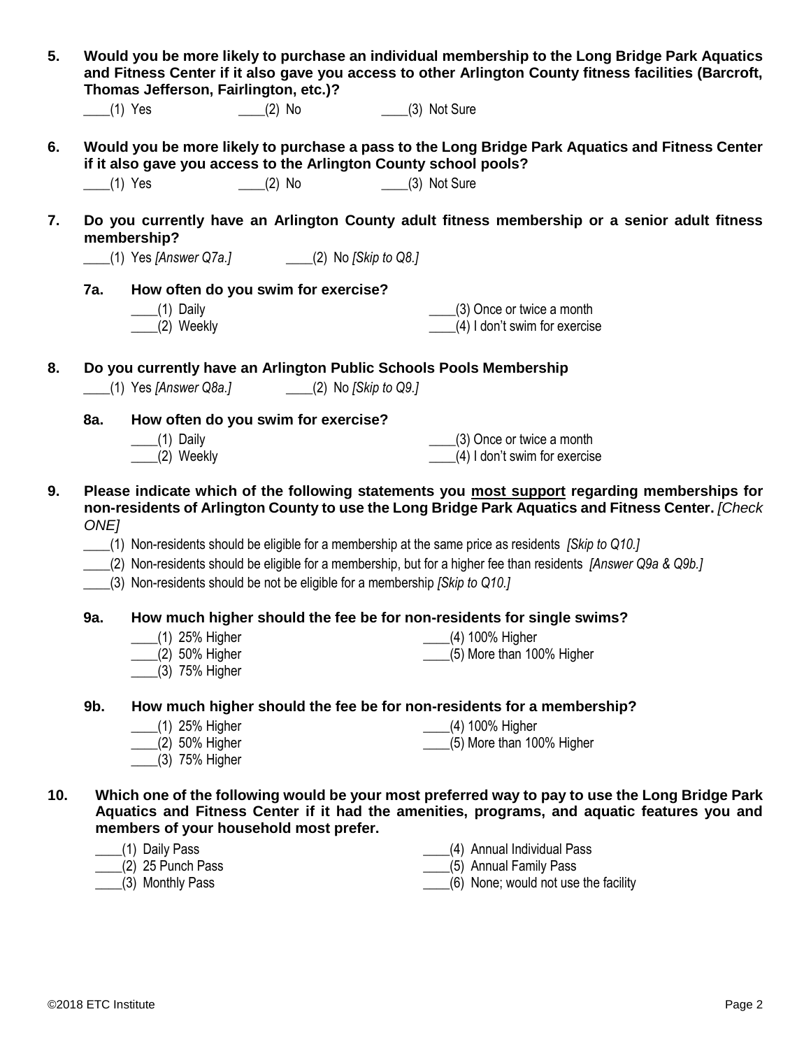**5. Would you be more likely to purchase an individual membership to the Long Bridge Park Aquatics and Fitness Center if it also gave you access to other Arlington County fitness facilities (Barcroft, Thomas Jefferson, Fairlington, etc.)?**

____(1) Yes ____(2) No ____(3) Not Sure

**6. Would you be more likely to purchase a pass to the Long Bridge Park Aquatics and Fitness Center if it also gave you access to the Arlington County school pools?**

____(1) Yes ____(2) No ____(3) Not Sure

**7. Do you currently have an Arlington County adult fitness membership or a senior adult fitness membership?**

____(1) Yes *[Answer Q7a.]* ____(2) No *[Skip to Q8.]*

**7a. How often do you swim for exercise?**

____(1) Daily
____(2) Weekly
____(3) Once or twice a month
____(4) I don't swim for exercise

**8. Do you currently have an Arlington Public Schools Pools Membership**

____(1) Yes *[Answer Q8a.]* ____(2) No *[Skip to Q9.]*

**8a. How often do you swim for exercise?**

____(1) Daily
____(2) Weekly
____(3) Once or twice a month
____(4) I don't swim for exercise

**9. Please indicate which of the following statements you most support regarding memberships for non-residents of Arlington County to use the Long Bridge Park Aquatics and Fitness Center.** *[Check ONE]*

____(1) Non-residents should be eligible for a membership at the same price as residents *[Skip to Q10.]*
____(2) Non-residents should be eligible for a membership, but for a higher fee than residents *[Answer Q9a & Q9b.]*
____(3) Non-residents should be not be eligible for a membership *[Skip to Q10.]*

**9a. How much higher should the fee be for non-residents for single swims?**

____(1) 25% Higher
____(2) 50% Higher
____(3) 75% Higher
____(4) 100% Higher
____(5) More than 100% Higher

**9b. How much higher should the fee be for non-residents for a membership?**

____(1) 25% Higher
____(2) 50% Higher
____(3) 75% Higher
____(4) 100% Higher
____(5) More than 100% Higher

**10. Which one of the following would be your most preferred way to pay to use the Long Bridge Park Aquatics and Fitness Center if it had the amenities, programs, and aquatic features you and members of your household most prefer.**

____(1) Daily Pass
____(2) 25 Punch Pass
____(3) Monthly Pass
____(4) Annual Individual Pass
____(5) Annual Family Pass
____(6) None; would not use the facility

©2018 ETC Institute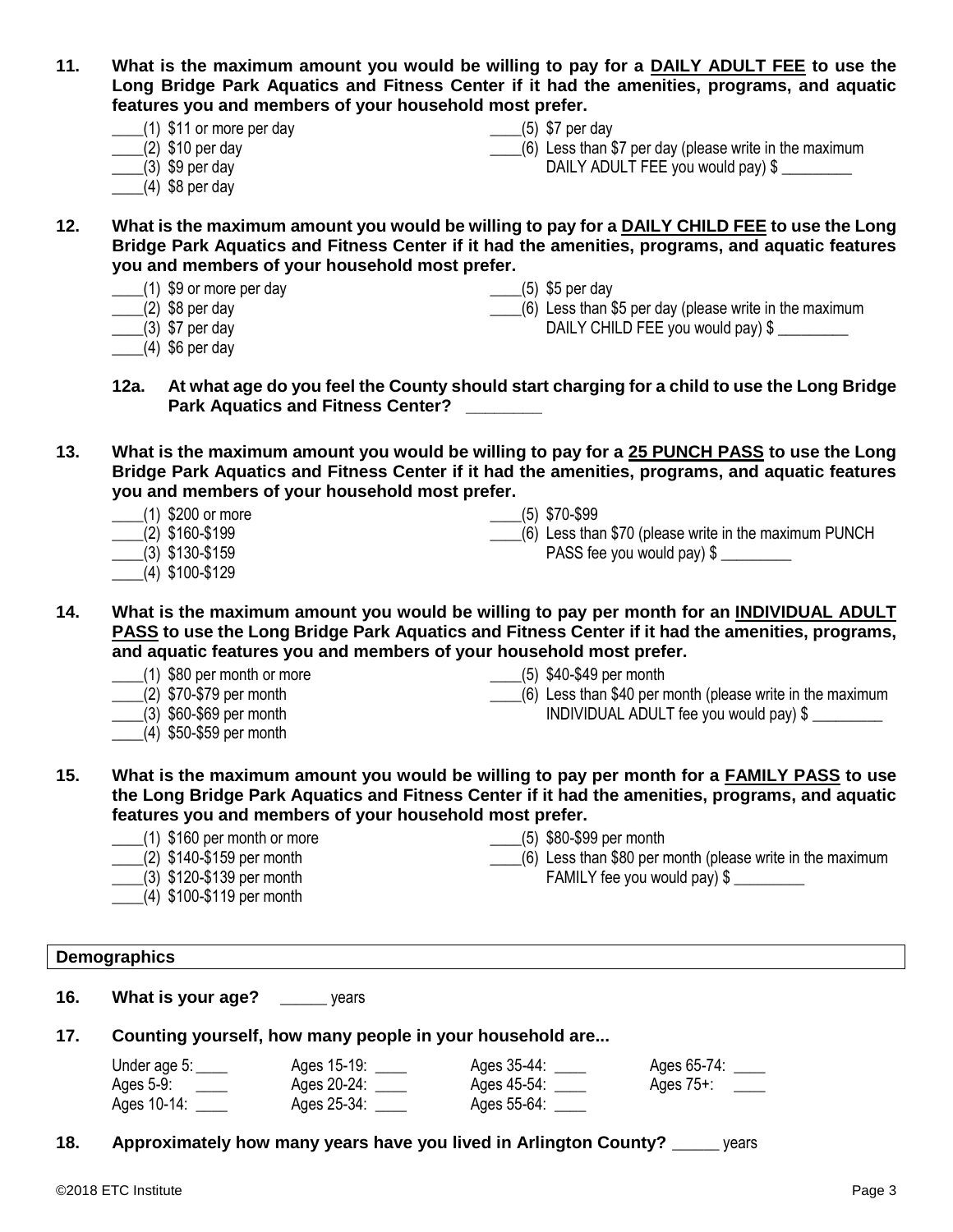**11. What is the maximum amount you would be willing to pay for a <u>DAILY ADULT FEE</u> to use the Long Bridge Park Aquatics and Fitness Center if it had the amenities, programs, and aquatic features you and members of your household most prefer.**

____(1) $11 or more per day
____(2) $10 per day
____(3) $9 per day
____(4) $8 per day
____(5) $7 per day
____(6) Less than $7 per day (please write in the maximum DAILY ADULT FEE you would pay) $ _________

**12. What is the maximum amount you would be willing to pay for a <u>DAILY CHILD FEE</u> to use the Long Bridge Park Aquatics and Fitness Center if it had the amenities, programs, and aquatic features you and members of your household most prefer.**

____(1) $9 or more per day
____(2) $8 per day
____(3) $7 per day
____(4) $6 per day
____(5) $5 per day
____(6) Less than $5 per day (please write in the maximum DAILY CHILD FEE you would pay) $ _________

**12a. At what age do you feel the County should start charging for a child to use the Long Bridge Park Aquatics and Fitness Center? ________**

**13. What is the maximum amount you would be willing to pay for a <u>25 PUNCH PASS</u> to use the Long Bridge Park Aquatics and Fitness Center if it had the amenities, programs, and aquatic features you and members of your household most prefer.**

____(1) $200 or more
____(2) $160-$199
____(3) $130-$159
____(4) $100-$129
____(5) $70-$99
____(6) Less than $70 (please write in the maximum PUNCH PASS fee you would pay) $ _________

**14. What is the maximum amount you would be willing to pay per month for an <u>INDIVIDUAL ADULT PASS</u> to use the Long Bridge Park Aquatics and Fitness Center if it had the amenities, programs, and aquatic features you and members of your household most prefer.**

____(1) $80 per month or more
____(2) $70-$79 per month
____(3) $60-$69 per month
____(4) $50-$59 per month
____(5) $40-$49 per month
____(6) Less than $40 per month (please write in the maximum INDIVIDUAL ADULT fee you would pay) $ _________

**15. What is the maximum amount you would be willing to pay per month for a <u>FAMILY PASS</u> to use the Long Bridge Park Aquatics and Fitness Center if it had the amenities, programs, and aquatic features you and members of your household most prefer.**

____(1) $160 per month or more
____(2) $140-$159 per month
____(3) $120-$139 per month
____(4) $100-$119 per month
____(5) $80-$99 per month
____(6) Less than $80 per month (please write in the maximum FAMILY fee you would pay) $ _________

## Demographics

**16. What is your age?** ______ years

**17. Counting yourself, how many people in your household are...**

Under age 5: ____
Ages 5-9: ____
Ages 10-14: ____
Ages 15-19: ____
Ages 20-24: ____
Ages 25-34: ____
Ages 35-44: ____
Ages 45-54: ____
Ages 55-64: ____
Ages 65-74: ____
Ages 75+: ____

**18. Approximately how many years have you lived in Arlington County?** _____ years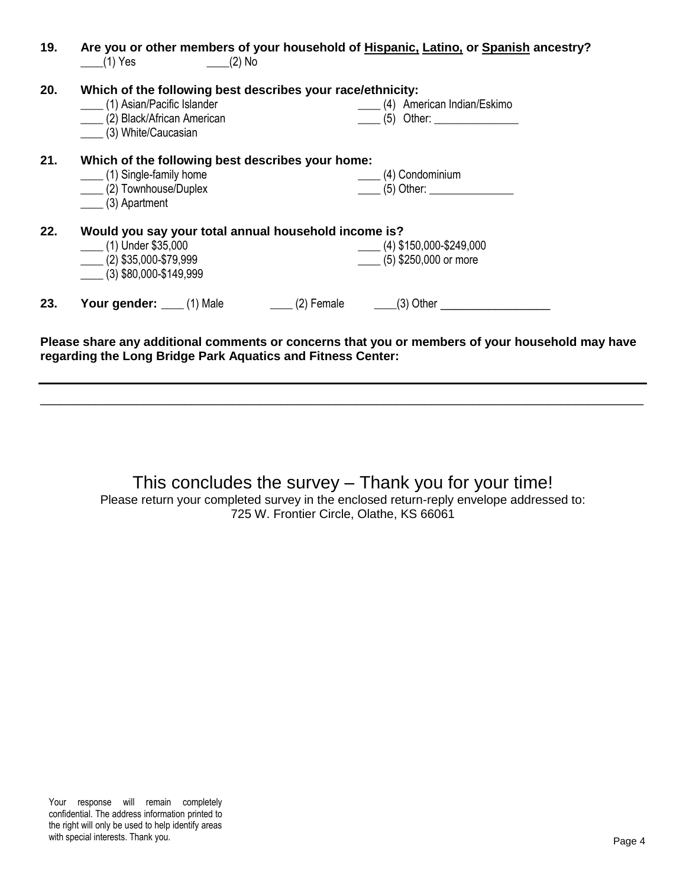**19. Are you or other members of your household of <u>Hispanic,</u> <u>Latino,</u> or <u>Spanish</u> ancestry?**

____(1) Yes ____(2) No

**20. Which of the following best describes your race/ethnicity:**

____ (1) Asian/Pacific Islander
____ (2) Black/African American
____ (3) White/Caucasian
____ (4) American Indian/Eskimo
____ (5) Other: _______________

**21. Which of the following best describes your home:**

____ (1) Single-family home
____ (2) Townhouse/Duplex
____ (3) Apartment
____ (4) Condominium
____ (5) Other: _______________

**22. Would you say your total annual household income is?**

____ (1) Under $35,000
____ (2) $35,000-$79,999
____ (3) $80,000-$149,999
____ (4) $150,000-$249,000
____ (5) $250,000 or more

**23. Your gender:** ____ (1) Male ____ (2) Female ____(3) Other __________________

**Please share any additional comments or concerns that you or members of your household may have regarding the Long Bridge Park Aquatics and Fitness Center:**

______________________________________________________________________________

______________________________________________________________________________

This concludes the survey – Thank you for your time!

Please return your completed survey in the enclosed return-reply envelope addressed to:
725 W. Frontier Circle, Olathe, KS 66061

Your response will remain completely confidential. The address information printed to the right will only be used to help identify areas with special interests. Thank you.